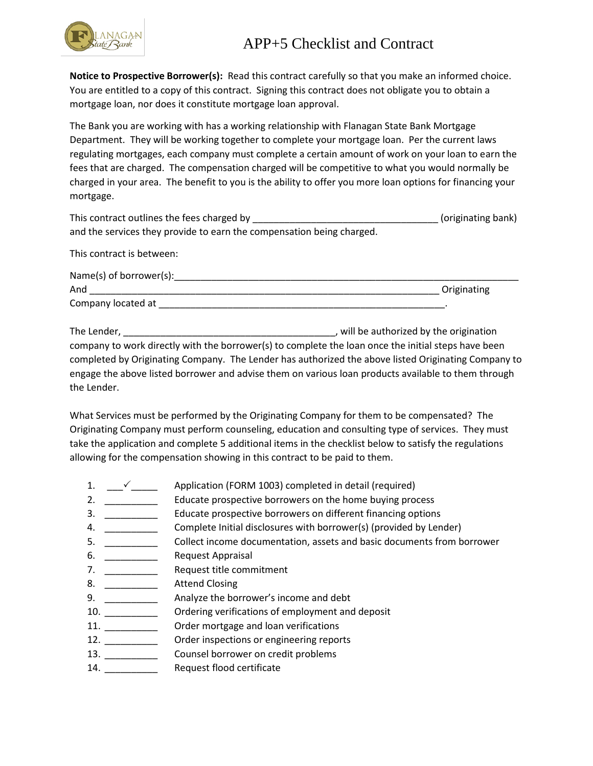# APP+5 Checklist and Contract

**Notice to Prospective Borrower(s):** Read this contract carefully so that you make an informed choice. You are entitled to a copy of this contract. Signing this contract does not obligate you to obtain a mortgage loan, nor does it constitute mortgage loan approval.

The Bank you are working with has a working relationship with Flanagan State Bank Mortgage Department. They will be working together to complete your mortgage loan. Per the current laws regulating mortgages, each company must complete a certain amount of work on your loan to earn the fees that are charged. The compensation charged will be competitive to what you would normally be charged in your area. The benefit to you is the ability to offer you more loan options for financing your mortgage.

This contract outlines the fees charged by ___________________________________ (originating bank) and the services they provide to earn the compensation being charged.

This contract is between:

Name(s) of borrower(s):_________________________________________________________________
And ____________________________________________________________________ Originating Company located at ______________________________________________________.

The Lender, ________________________________________, will be authorized by the origination company to work directly with the borrower(s) to complete the loan once the initial steps have been completed by Originating Company. The Lender has authorized the above listed Originating Company to engage the above listed borrower and advise them on various loan products available to them through the Lender.

What Services must be performed by the Originating Company for them to be compensated? The Originating Company must perform counseling, education and consulting type of services. They must take the application and complete 5 additional items in the checklist below to satisfy the regulations allowing for the compensation showing in this contract to be paid to them.

1. ___✓_____ Application (FORM 1003) completed in detail (required)
2. __________ Educate prospective borrowers on the home buying process
3. __________ Educate prospective borrowers on different financing options
4. __________ Complete Initial disclosures with borrower(s) (provided by Lender)
5. __________ Collect income documentation, assets and basic documents from borrower
6. __________ Request Appraisal
7. __________ Request title commitment
8. __________ Attend Closing
9. __________ Analyze the borrower's income and debt
10. __________ Ordering verifications of employment and deposit
11. __________ Order mortgage and loan verifications
12. __________ Order inspections or engineering reports
13. __________ Counsel borrower on credit problems
14. __________ Request flood certificate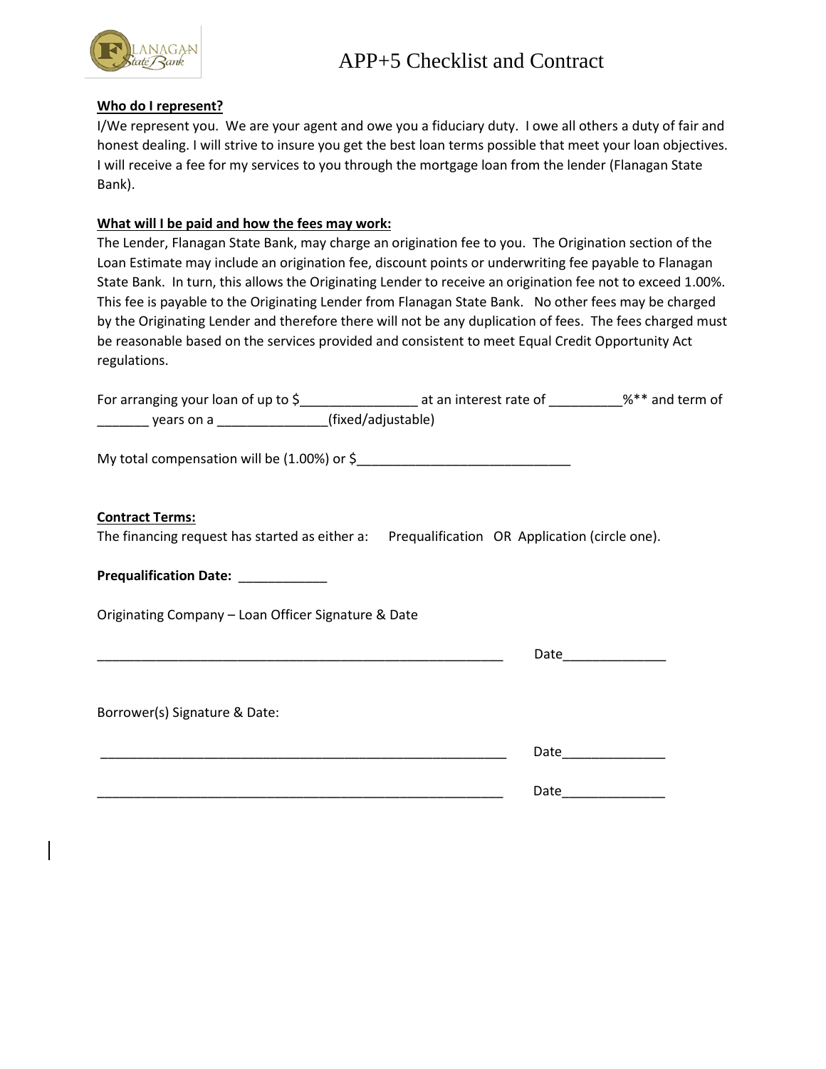# APP+5 Checklist and Contract

**Who do I represent?**

I/We represent you. We are your agent and owe you a fiduciary duty. I owe all others a duty of fair and honest dealing. I will strive to insure you get the best loan terms possible that meet your loan objectives. I will receive a fee for my services to you through the mortgage loan from the lender (Flanagan State Bank).

**What will I be paid and how the fees may work:**

The Lender, Flanagan State Bank, may charge an origination fee to you. The Origination section of the Loan Estimate may include an origination fee, discount points or underwriting fee payable to Flanagan State Bank. In turn, this allows the Originating Lender to receive an origination fee not to exceed 1.00%. This fee is payable to the Originating Lender from Flanagan State Bank. No other fees may be charged by the Originating Lender and therefore there will not be any duplication of fees. The fees charged must be reasonable based on the services provided and consistent to meet Equal Credit Opportunity Act regulations.

For arranging your loan of up to $________________ at an interest rate of __________%** and term of _______ years on a _______________(fixed/adjustable)

My total compensation will be (1.00%) or $_____________________________

**Contract Terms:**

The financing request has started as either a: Prequalification OR Application (circle one).

**Prequalification Date:** ____________

Originating Company – Loan Officer Signature & Date

_________________________________________________________ Date______________

Borrower(s) Signature & Date:

_________________________________________________________ Date______________

_________________________________________________________ Date______________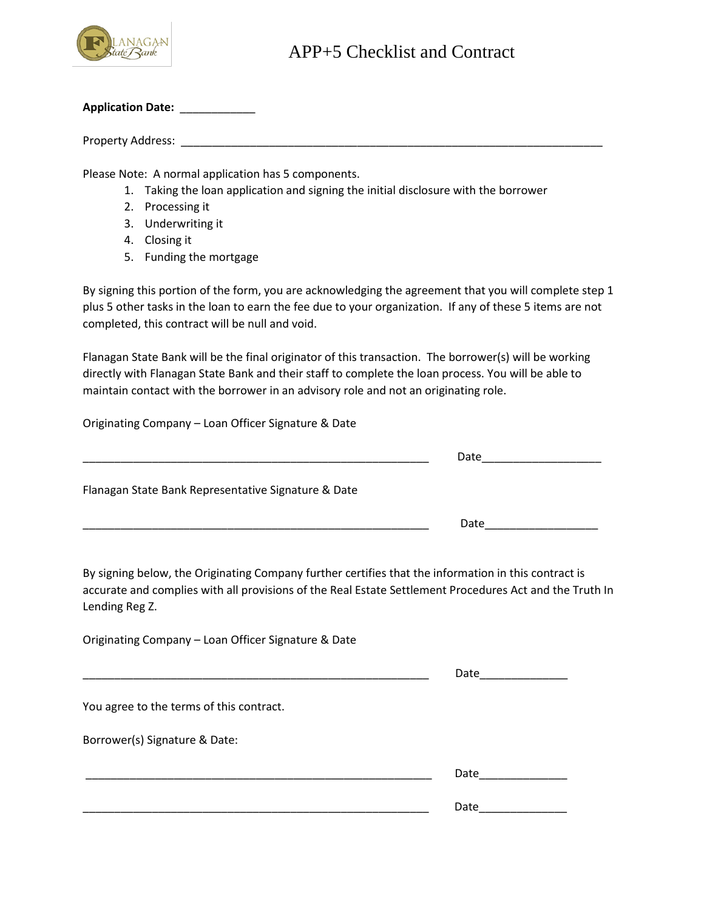# APP+5 Checklist and Contract

**Application Date:** ____________

Property Address: ______________________________________________________________________

Please Note: A normal application has 5 components.

1. Taking the loan application and signing the initial disclosure with the borrower
2. Processing it
3. Underwriting it
4. Closing it
5. Funding the mortgage

By signing this portion of the form, you are acknowledging the agreement that you will complete step 1 plus 5 other tasks in the loan to earn the fee due to your organization. If any of these 5 items are not completed, this contract will be null and void.

Flanagan State Bank will be the final originator of this transaction. The borrower(s) will be working directly with Flanagan State Bank and their staff to complete the loan process. You will be able to maintain contact with the borrower in an advisory role and not an originating role.

Originating Company – Loan Officer Signature & Date

_________________________________________________________ Date___________________

Flanagan State Bank Representative Signature & Date

_________________________________________________________ Date__________________

By signing below, the Originating Company further certifies that the information in this contract is accurate and complies with all provisions of the Real Estate Settlement Procedures Act and the Truth In Lending Reg Z.

Originating Company – Loan Officer Signature & Date

_________________________________________________________ Date______________

You agree to the terms of this contract.

Borrower(s) Signature & Date:

_________________________________________________________ Date______________

_________________________________________________________ Date______________